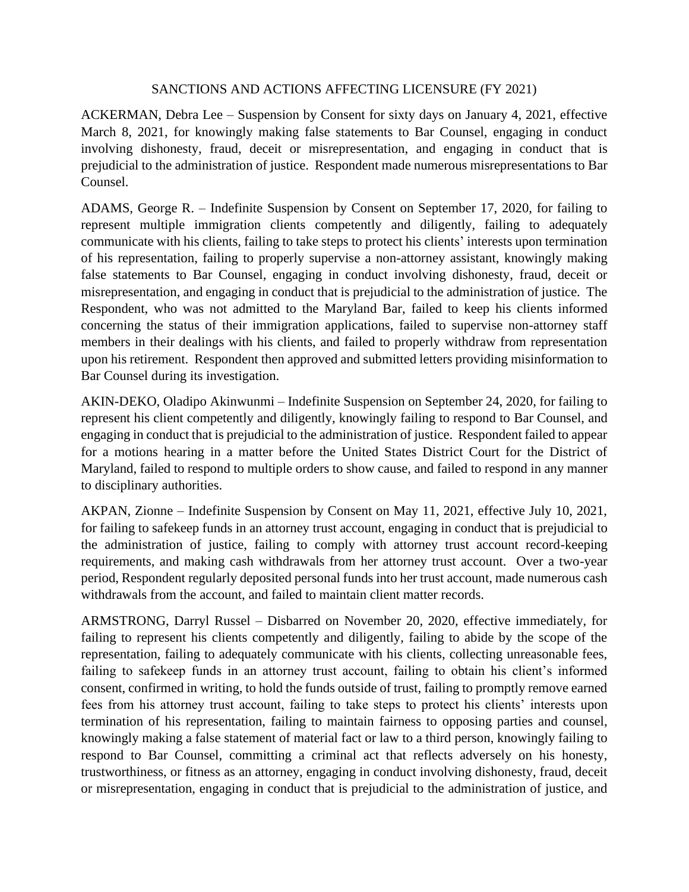# SANCTIONS AND ACTIONS AFFECTING LICENSURE (FY 2021)

ACKERMAN, Debra Lee – Suspension by Consent for sixty days on January 4, 2021, effective March 8, 2021, for knowingly making false statements to Bar Counsel, engaging in conduct involving dishonesty, fraud, deceit or misrepresentation, and engaging in conduct that is prejudicial to the administration of justice. Respondent made numerous misrepresentations to Bar Counsel.

ADAMS, George R. – Indefinite Suspension by Consent on September 17, 2020, for failing to represent multiple immigration clients competently and diligently, failing to adequately communicate with his clients, failing to take steps to protect his clients' interests upon termination of his representation, failing to properly supervise a non-attorney assistant, knowingly making false statements to Bar Counsel, engaging in conduct involving dishonesty, fraud, deceit or misrepresentation, and engaging in conduct that is prejudicial to the administration of justice. The Respondent, who was not admitted to the Maryland Bar, failed to keep his clients informed concerning the status of their immigration applications, failed to supervise non-attorney staff members in their dealings with his clients, and failed to properly withdraw from representation upon his retirement. Respondent then approved and submitted letters providing misinformation to Bar Counsel during its investigation.

AKIN-DEKO, Oladipo Akinwunmi – Indefinite Suspension on September 24, 2020, for failing to represent his client competently and diligently, knowingly failing to respond to Bar Counsel, and engaging in conduct that is prejudicial to the administration of justice. Respondent failed to appear for a motions hearing in a matter before the United States District Court for the District of Maryland, failed to respond to multiple orders to show cause, and failed to respond in any manner to disciplinary authorities.

AKPAN, Zionne – Indefinite Suspension by Consent on May 11, 2021, effective July 10, 2021, for failing to safekeep funds in an attorney trust account, engaging in conduct that is prejudicial to the administration of justice, failing to comply with attorney trust account record-keeping requirements, and making cash withdrawals from her attorney trust account. Over a two-year period, Respondent regularly deposited personal funds into her trust account, made numerous cash withdrawals from the account, and failed to maintain client matter records.

ARMSTRONG, Darryl Russel – Disbarred on November 20, 2020, effective immediately, for failing to represent his clients competently and diligently, failing to abide by the scope of the representation, failing to adequately communicate with his clients, collecting unreasonable fees, failing to safekeep funds in an attorney trust account, failing to obtain his client's informed consent, confirmed in writing, to hold the funds outside of trust, failing to promptly remove earned fees from his attorney trust account, failing to take steps to protect his clients' interests upon termination of his representation, failing to maintain fairness to opposing parties and counsel, knowingly making a false statement of material fact or law to a third person, knowingly failing to respond to Bar Counsel, committing a criminal act that reflects adversely on his honesty, trustworthiness, or fitness as an attorney, engaging in conduct involving dishonesty, fraud, deceit or misrepresentation, engaging in conduct that is prejudicial to the administration of justice, and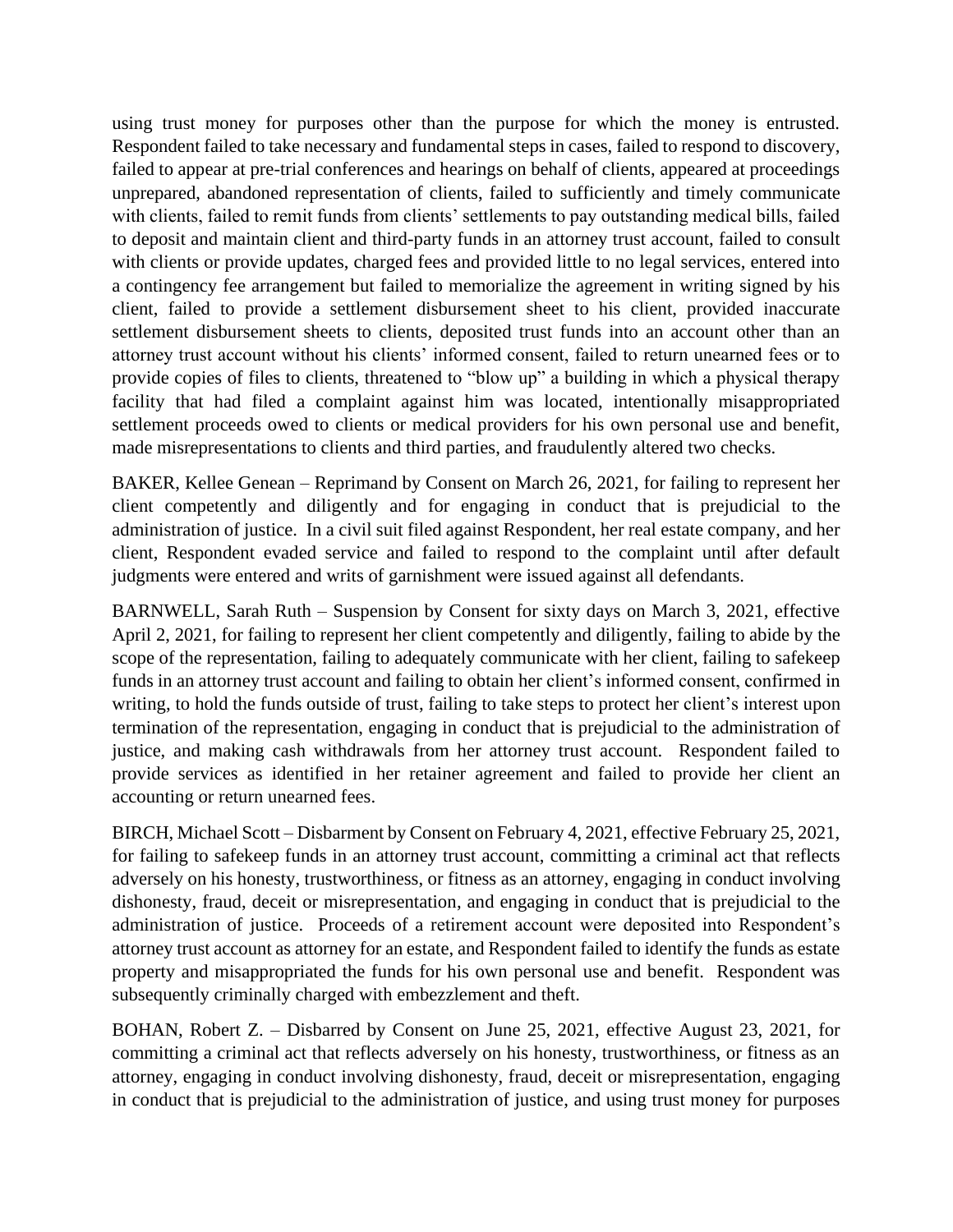using trust money for purposes other than the purpose for which the money is entrusted. Respondent failed to take necessary and fundamental steps in cases, failed to respond to discovery, failed to appear at pre-trial conferences and hearings on behalf of clients, appeared at proceedings unprepared, abandoned representation of clients, failed to sufficiently and timely communicate with clients, failed to remit funds from clients' settlements to pay outstanding medical bills, failed to deposit and maintain client and third-party funds in an attorney trust account, failed to consult with clients or provide updates, charged fees and provided little to no legal services, entered into a contingency fee arrangement but failed to memorialize the agreement in writing signed by his client, failed to provide a settlement disbursement sheet to his client, provided inaccurate settlement disbursement sheets to clients, deposited trust funds into an account other than an attorney trust account without his clients' informed consent, failed to return unearned fees or to provide copies of files to clients, threatened to "blow up" a building in which a physical therapy facility that had filed a complaint against him was located, intentionally misappropriated settlement proceeds owed to clients or medical providers for his own personal use and benefit, made misrepresentations to clients and third parties, and fraudulently altered two checks.

BAKER, Kellee Genean – Reprimand by Consent on March 26, 2021, for failing to represent her client competently and diligently and for engaging in conduct that is prejudicial to the administration of justice. In a civil suit filed against Respondent, her real estate company, and her client, Respondent evaded service and failed to respond to the complaint until after default judgments were entered and writs of garnishment were issued against all defendants.

BARNWELL, Sarah Ruth – Suspension by Consent for sixty days on March 3, 2021, effective April 2, 2021, for failing to represent her client competently and diligently, failing to abide by the scope of the representation, failing to adequately communicate with her client, failing to safekeep funds in an attorney trust account and failing to obtain her client's informed consent, confirmed in writing, to hold the funds outside of trust, failing to take steps to protect her client's interest upon termination of the representation, engaging in conduct that is prejudicial to the administration of justice, and making cash withdrawals from her attorney trust account. Respondent failed to provide services as identified in her retainer agreement and failed to provide her client an accounting or return unearned fees.

BIRCH, Michael Scott – Disbarment by Consent on February 4, 2021, effective February 25, 2021, for failing to safekeep funds in an attorney trust account, committing a criminal act that reflects adversely on his honesty, trustworthiness, or fitness as an attorney, engaging in conduct involving dishonesty, fraud, deceit or misrepresentation, and engaging in conduct that is prejudicial to the administration of justice. Proceeds of a retirement account were deposited into Respondent's attorney trust account as attorney for an estate, and Respondent failed to identify the funds as estate property and misappropriated the funds for his own personal use and benefit. Respondent was subsequently criminally charged with embezzlement and theft.

BOHAN, Robert Z. – Disbarred by Consent on June 25, 2021, effective August 23, 2021, for committing a criminal act that reflects adversely on his honesty, trustworthiness, or fitness as an attorney, engaging in conduct involving dishonesty, fraud, deceit or misrepresentation, engaging in conduct that is prejudicial to the administration of justice, and using trust money for purposes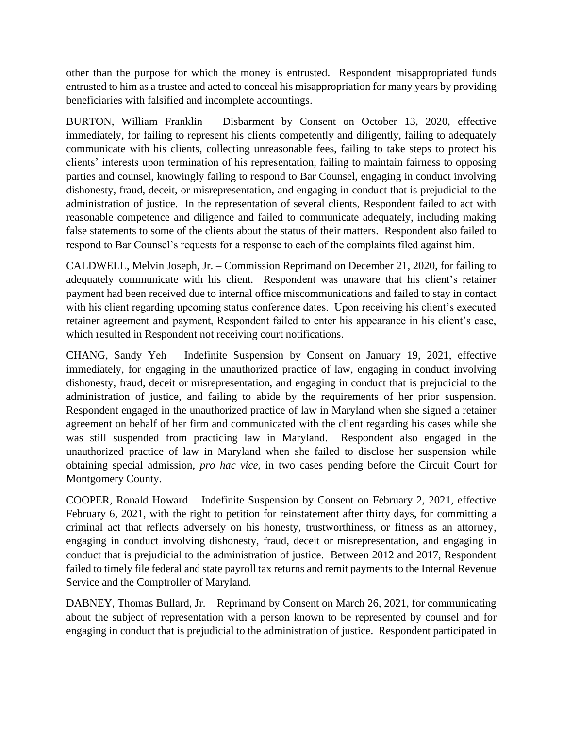other than the purpose for which the money is entrusted. Respondent misappropriated funds entrusted to him as a trustee and acted to conceal his misappropriation for many years by providing beneficiaries with falsified and incomplete accountings.

BURTON, William Franklin – Disbarment by Consent on October 13, 2020, effective immediately, for failing to represent his clients competently and diligently, failing to adequately communicate with his clients, collecting unreasonable fees, failing to take steps to protect his clients' interests upon termination of his representation, failing to maintain fairness to opposing parties and counsel, knowingly failing to respond to Bar Counsel, engaging in conduct involving dishonesty, fraud, deceit, or misrepresentation, and engaging in conduct that is prejudicial to the administration of justice. In the representation of several clients, Respondent failed to act with reasonable competence and diligence and failed to communicate adequately, including making false statements to some of the clients about the status of their matters. Respondent also failed to respond to Bar Counsel's requests for a response to each of the complaints filed against him.

CALDWELL, Melvin Joseph, Jr. – Commission Reprimand on December 21, 2020, for failing to adequately communicate with his client. Respondent was unaware that his client's retainer payment had been received due to internal office miscommunications and failed to stay in contact with his client regarding upcoming status conference dates. Upon receiving his client's executed retainer agreement and payment, Respondent failed to enter his appearance in his client's case, which resulted in Respondent not receiving court notifications.

CHANG, Sandy Yeh – Indefinite Suspension by Consent on January 19, 2021, effective immediately, for engaging in the unauthorized practice of law, engaging in conduct involving dishonesty, fraud, deceit or misrepresentation, and engaging in conduct that is prejudicial to the administration of justice, and failing to abide by the requirements of her prior suspension. Respondent engaged in the unauthorized practice of law in Maryland when she signed a retainer agreement on behalf of her firm and communicated with the client regarding his cases while she was still suspended from practicing law in Maryland. Respondent also engaged in the unauthorized practice of law in Maryland when she failed to disclose her suspension while obtaining special admission, *pro hac vice*, in two cases pending before the Circuit Court for Montgomery County.

COOPER, Ronald Howard – Indefinite Suspension by Consent on February 2, 2021, effective February 6, 2021, with the right to petition for reinstatement after thirty days, for committing a criminal act that reflects adversely on his honesty, trustworthiness, or fitness as an attorney, engaging in conduct involving dishonesty, fraud, deceit or misrepresentation, and engaging in conduct that is prejudicial to the administration of justice. Between 2012 and 2017, Respondent failed to timely file federal and state payroll tax returns and remit payments to the Internal Revenue Service and the Comptroller of Maryland.

DABNEY, Thomas Bullard, Jr. – Reprimand by Consent on March 26, 2021, for communicating about the subject of representation with a person known to be represented by counsel and for engaging in conduct that is prejudicial to the administration of justice. Respondent participated in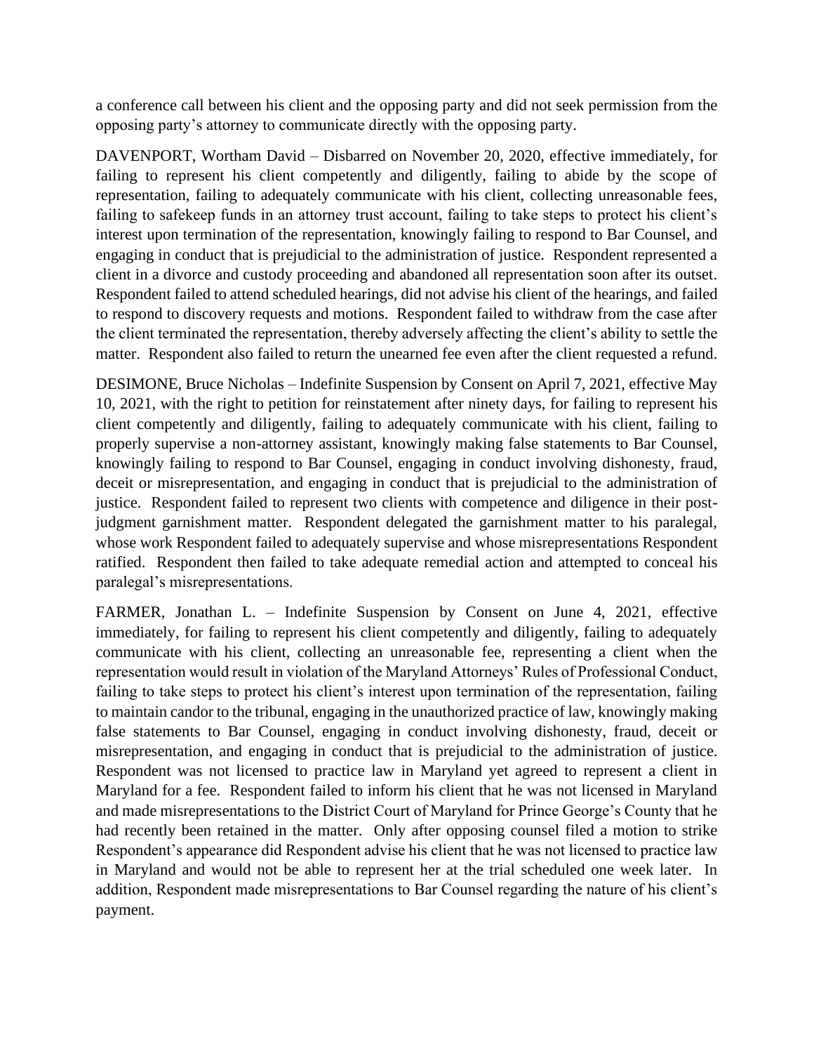a conference call between his client and the opposing party and did not seek permission from the opposing party's attorney to communicate directly with the opposing party.

DAVENPORT, Wortham David – Disbarred on November 20, 2020, effective immediately, for failing to represent his client competently and diligently, failing to abide by the scope of representation, failing to adequately communicate with his client, collecting unreasonable fees, failing to safekeep funds in an attorney trust account, failing to take steps to protect his client's interest upon termination of the representation, knowingly failing to respond to Bar Counsel, and engaging in conduct that is prejudicial to the administration of justice. Respondent represented a client in a divorce and custody proceeding and abandoned all representation soon after its outset. Respondent failed to attend scheduled hearings, did not advise his client of the hearings, and failed to respond to discovery requests and motions. Respondent failed to withdraw from the case after the client terminated the representation, thereby adversely affecting the client's ability to settle the matter. Respondent also failed to return the unearned fee even after the client requested a refund.

DESIMONE, Bruce Nicholas – Indefinite Suspension by Consent on April 7, 2021, effective May 10, 2021, with the right to petition for reinstatement after ninety days, for failing to represent his client competently and diligently, failing to adequately communicate with his client, failing to properly supervise a non-attorney assistant, knowingly making false statements to Bar Counsel, knowingly failing to respond to Bar Counsel, engaging in conduct involving dishonesty, fraud, deceit or misrepresentation, and engaging in conduct that is prejudicial to the administration of justice. Respondent failed to represent two clients with competence and diligence in their post-judgment garnishment matter. Respondent delegated the garnishment matter to his paralegal, whose work Respondent failed to adequately supervise and whose misrepresentations Respondent ratified. Respondent then failed to take adequate remedial action and attempted to conceal his paralegal's misrepresentations.

FARMER, Jonathan L. – Indefinite Suspension by Consent on June 4, 2021, effective immediately, for failing to represent his client competently and diligently, failing to adequately communicate with his client, collecting an unreasonable fee, representing a client when the representation would result in violation of the Maryland Attorneys' Rules of Professional Conduct, failing to take steps to protect his client's interest upon termination of the representation, failing to maintain candor to the tribunal, engaging in the unauthorized practice of law, knowingly making false statements to Bar Counsel, engaging in conduct involving dishonesty, fraud, deceit or misrepresentation, and engaging in conduct that is prejudicial to the administration of justice. Respondent was not licensed to practice law in Maryland yet agreed to represent a client in Maryland for a fee. Respondent failed to inform his client that he was not licensed in Maryland and made misrepresentations to the District Court of Maryland for Prince George's County that he had recently been retained in the matter. Only after opposing counsel filed a motion to strike Respondent's appearance did Respondent advise his client that he was not licensed to practice law in Maryland and would not be able to represent her at the trial scheduled one week later. In addition, Respondent made misrepresentations to Bar Counsel regarding the nature of his client's payment.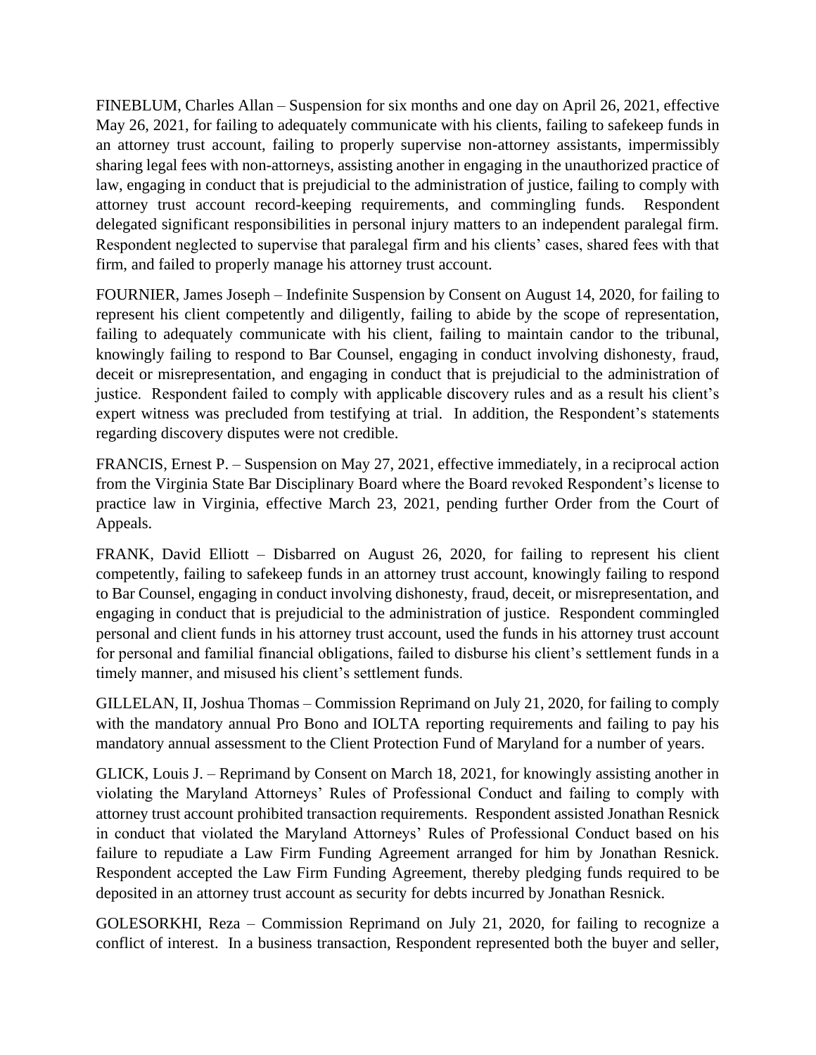FINEBLUM, Charles Allan – Suspension for six months and one day on April 26, 2021, effective May 26, 2021, for failing to adequately communicate with his clients, failing to safekeep funds in an attorney trust account, failing to properly supervise non-attorney assistants, impermissibly sharing legal fees with non-attorneys, assisting another in engaging in the unauthorized practice of law, engaging in conduct that is prejudicial to the administration of justice, failing to comply with attorney trust account record-keeping requirements, and commingling funds. Respondent delegated significant responsibilities in personal injury matters to an independent paralegal firm. Respondent neglected to supervise that paralegal firm and his clients' cases, shared fees with that firm, and failed to properly manage his attorney trust account.

FOURNIER, James Joseph – Indefinite Suspension by Consent on August 14, 2020, for failing to represent his client competently and diligently, failing to abide by the scope of representation, failing to adequately communicate with his client, failing to maintain candor to the tribunal, knowingly failing to respond to Bar Counsel, engaging in conduct involving dishonesty, fraud, deceit or misrepresentation, and engaging in conduct that is prejudicial to the administration of justice. Respondent failed to comply with applicable discovery rules and as a result his client's expert witness was precluded from testifying at trial. In addition, the Respondent's statements regarding discovery disputes were not credible.

FRANCIS, Ernest P. – Suspension on May 27, 2021, effective immediately, in a reciprocal action from the Virginia State Bar Disciplinary Board where the Board revoked Respondent's license to practice law in Virginia, effective March 23, 2021, pending further Order from the Court of Appeals.

FRANK, David Elliott – Disbarred on August 26, 2020, for failing to represent his client competently, failing to safekeep funds in an attorney trust account, knowingly failing to respond to Bar Counsel, engaging in conduct involving dishonesty, fraud, deceit, or misrepresentation, and engaging in conduct that is prejudicial to the administration of justice. Respondent commingled personal and client funds in his attorney trust account, used the funds in his attorney trust account for personal and familial financial obligations, failed to disburse his client's settlement funds in a timely manner, and misused his client's settlement funds.

GILLELAN, II, Joshua Thomas – Commission Reprimand on July 21, 2020, for failing to comply with the mandatory annual Pro Bono and IOLTA reporting requirements and failing to pay his mandatory annual assessment to the Client Protection Fund of Maryland for a number of years.

GLICK, Louis J. – Reprimand by Consent on March 18, 2021, for knowingly assisting another in violating the Maryland Attorneys' Rules of Professional Conduct and failing to comply with attorney trust account prohibited transaction requirements. Respondent assisted Jonathan Resnick in conduct that violated the Maryland Attorneys' Rules of Professional Conduct based on his failure to repudiate a Law Firm Funding Agreement arranged for him by Jonathan Resnick. Respondent accepted the Law Firm Funding Agreement, thereby pledging funds required to be deposited in an attorney trust account as security for debts incurred by Jonathan Resnick.

GOLESORKHI, Reza – Commission Reprimand on July 21, 2020, for failing to recognize a conflict of interest. In a business transaction, Respondent represented both the buyer and seller,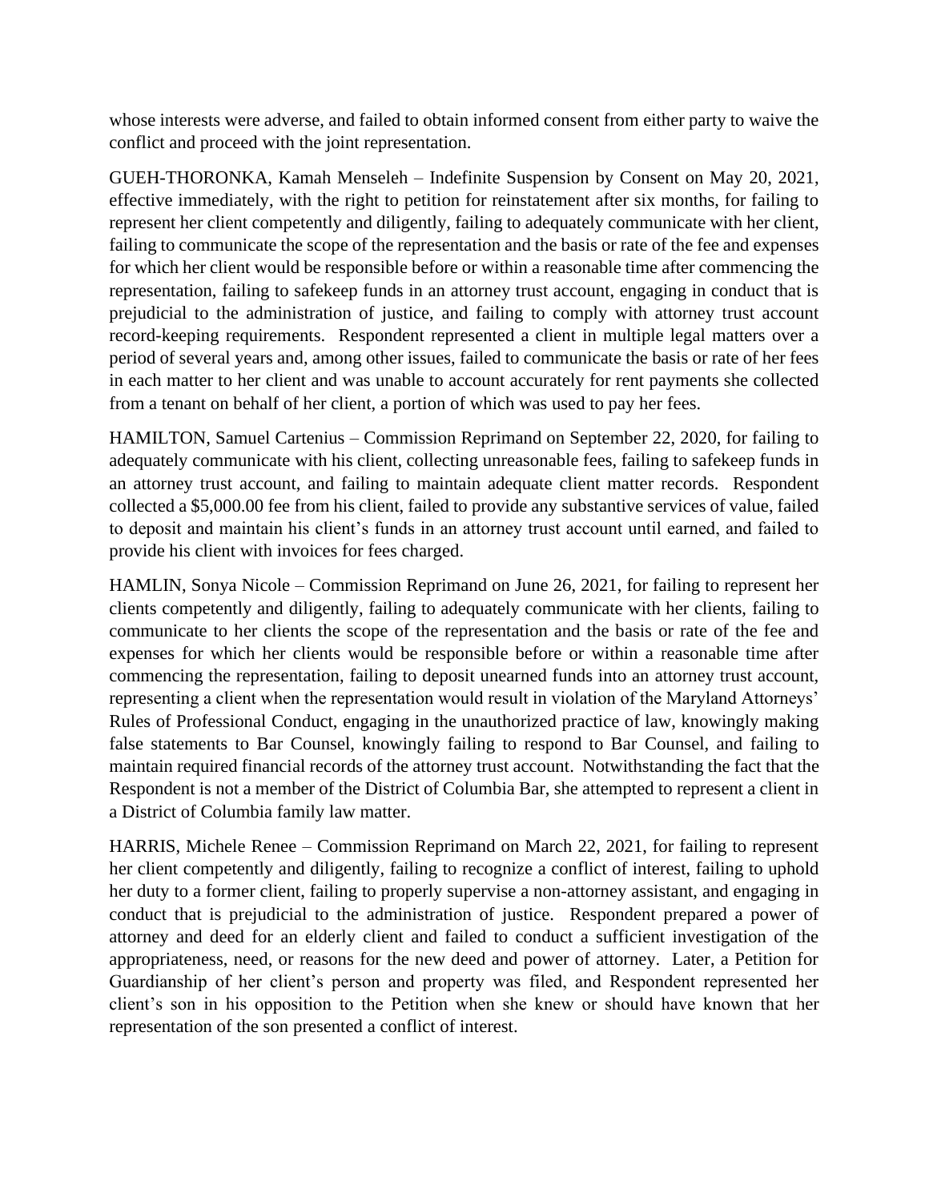whose interests were adverse, and failed to obtain informed consent from either party to waive the conflict and proceed with the joint representation.

GUEH-THORONKA, Kamah Menseleh – Indefinite Suspension by Consent on May 20, 2021, effective immediately, with the right to petition for reinstatement after six months, for failing to represent her client competently and diligently, failing to adequately communicate with her client, failing to communicate the scope of the representation and the basis or rate of the fee and expenses for which her client would be responsible before or within a reasonable time after commencing the representation, failing to safekeep funds in an attorney trust account, engaging in conduct that is prejudicial to the administration of justice, and failing to comply with attorney trust account record-keeping requirements. Respondent represented a client in multiple legal matters over a period of several years and, among other issues, failed to communicate the basis or rate of her fees in each matter to her client and was unable to account accurately for rent payments she collected from a tenant on behalf of her client, a portion of which was used to pay her fees.

HAMILTON, Samuel Cartenius – Commission Reprimand on September 22, 2020, for failing to adequately communicate with his client, collecting unreasonable fees, failing to safekeep funds in an attorney trust account, and failing to maintain adequate client matter records. Respondent collected a $5,000.00 fee from his client, failed to provide any substantive services of value, failed to deposit and maintain his client's funds in an attorney trust account until earned, and failed to provide his client with invoices for fees charged.

HAMLIN, Sonya Nicole – Commission Reprimand on June 26, 2021, for failing to represent her clients competently and diligently, failing to adequately communicate with her clients, failing to communicate to her clients the scope of the representation and the basis or rate of the fee and expenses for which her clients would be responsible before or within a reasonable time after commencing the representation, failing to deposit unearned funds into an attorney trust account, representing a client when the representation would result in violation of the Maryland Attorneys' Rules of Professional Conduct, engaging in the unauthorized practice of law, knowingly making false statements to Bar Counsel, knowingly failing to respond to Bar Counsel, and failing to maintain required financial records of the attorney trust account. Notwithstanding the fact that the Respondent is not a member of the District of Columbia Bar, she attempted to represent a client in a District of Columbia family law matter.

HARRIS, Michele Renee – Commission Reprimand on March 22, 2021, for failing to represent her client competently and diligently, failing to recognize a conflict of interest, failing to uphold her duty to a former client, failing to properly supervise a non-attorney assistant, and engaging in conduct that is prejudicial to the administration of justice. Respondent prepared a power of attorney and deed for an elderly client and failed to conduct a sufficient investigation of the appropriateness, need, or reasons for the new deed and power of attorney. Later, a Petition for Guardianship of her client's person and property was filed, and Respondent represented her client's son in his opposition to the Petition when she knew or should have known that her representation of the son presented a conflict of interest.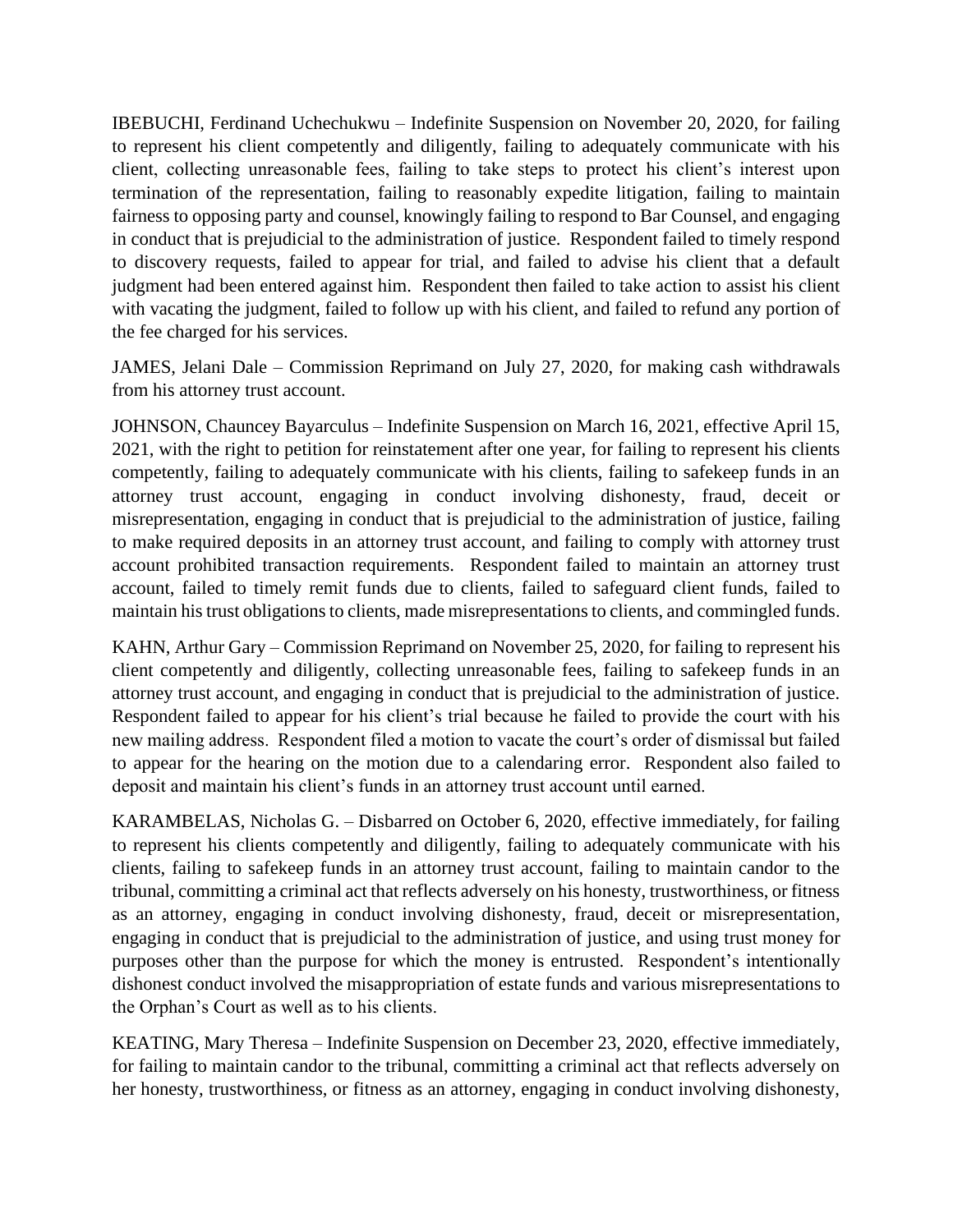IBEBUCHI, Ferdinand Uchechukwu – Indefinite Suspension on November 20, 2020, for failing to represent his client competently and diligently, failing to adequately communicate with his client, collecting unreasonable fees, failing to take steps to protect his client's interest upon termination of the representation, failing to reasonably expedite litigation, failing to maintain fairness to opposing party and counsel, knowingly failing to respond to Bar Counsel, and engaging in conduct that is prejudicial to the administration of justice. Respondent failed to timely respond to discovery requests, failed to appear for trial, and failed to advise his client that a default judgment had been entered against him. Respondent then failed to take action to assist his client with vacating the judgment, failed to follow up with his client, and failed to refund any portion of the fee charged for his services.

JAMES, Jelani Dale – Commission Reprimand on July 27, 2020, for making cash withdrawals from his attorney trust account.

JOHNSON, Chauncey Bayarculus – Indefinite Suspension on March 16, 2021, effective April 15, 2021, with the right to petition for reinstatement after one year, for failing to represent his clients competently, failing to adequately communicate with his clients, failing to safekeep funds in an attorney trust account, engaging in conduct involving dishonesty, fraud, deceit or misrepresentation, engaging in conduct that is prejudicial to the administration of justice, failing to make required deposits in an attorney trust account, and failing to comply with attorney trust account prohibited transaction requirements. Respondent failed to maintain an attorney trust account, failed to timely remit funds due to clients, failed to safeguard client funds, failed to maintain his trust obligations to clients, made misrepresentations to clients, and commingled funds.

KAHN, Arthur Gary – Commission Reprimand on November 25, 2020, for failing to represent his client competently and diligently, collecting unreasonable fees, failing to safekeep funds in an attorney trust account, and engaging in conduct that is prejudicial to the administration of justice. Respondent failed to appear for his client's trial because he failed to provide the court with his new mailing address. Respondent filed a motion to vacate the court's order of dismissal but failed to appear for the hearing on the motion due to a calendaring error. Respondent also failed to deposit and maintain his client's funds in an attorney trust account until earned.

KARAMBELAS, Nicholas G. – Disbarred on October 6, 2020, effective immediately, for failing to represent his clients competently and diligently, failing to adequately communicate with his clients, failing to safekeep funds in an attorney trust account, failing to maintain candor to the tribunal, committing a criminal act that reflects adversely on his honesty, trustworthiness, or fitness as an attorney, engaging in conduct involving dishonesty, fraud, deceit or misrepresentation, engaging in conduct that is prejudicial to the administration of justice, and using trust money for purposes other than the purpose for which the money is entrusted. Respondent's intentionally dishonest conduct involved the misappropriation of estate funds and various misrepresentations to the Orphan's Court as well as to his clients.

KEATING, Mary Theresa – Indefinite Suspension on December 23, 2020, effective immediately, for failing to maintain candor to the tribunal, committing a criminal act that reflects adversely on her honesty, trustworthiness, or fitness as an attorney, engaging in conduct involving dishonesty,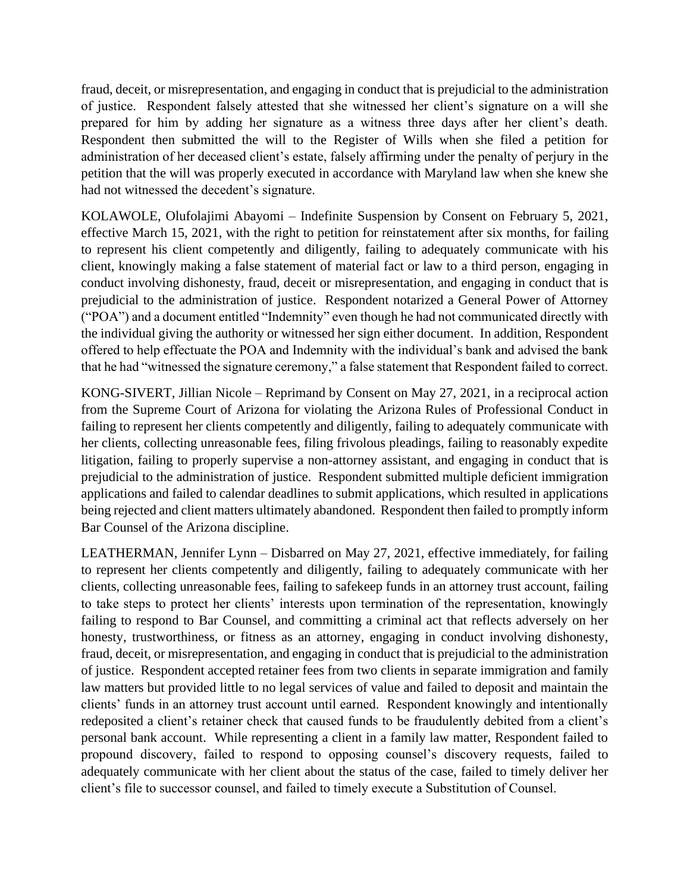fraud, deceit, or misrepresentation, and engaging in conduct that is prejudicial to the administration of justice. Respondent falsely attested that she witnessed her client's signature on a will she prepared for him by adding her signature as a witness three days after her client's death. Respondent then submitted the will to the Register of Wills when she filed a petition for administration of her deceased client's estate, falsely affirming under the penalty of perjury in the petition that the will was properly executed in accordance with Maryland law when she knew she had not witnessed the decedent's signature.

KOLAWOLE, Olufolajimi Abayomi – Indefinite Suspension by Consent on February 5, 2021, effective March 15, 2021, with the right to petition for reinstatement after six months, for failing to represent his client competently and diligently, failing to adequately communicate with his client, knowingly making a false statement of material fact or law to a third person, engaging in conduct involving dishonesty, fraud, deceit or misrepresentation, and engaging in conduct that is prejudicial to the administration of justice. Respondent notarized a General Power of Attorney ("POA") and a document entitled "Indemnity" even though he had not communicated directly with the individual giving the authority or witnessed her sign either document. In addition, Respondent offered to help effectuate the POA and Indemnity with the individual's bank and advised the bank that he had "witnessed the signature ceremony," a false statement that Respondent failed to correct.

KONG-SIVERT, Jillian Nicole – Reprimand by Consent on May 27, 2021, in a reciprocal action from the Supreme Court of Arizona for violating the Arizona Rules of Professional Conduct in failing to represent her clients competently and diligently, failing to adequately communicate with her clients, collecting unreasonable fees, filing frivolous pleadings, failing to reasonably expedite litigation, failing to properly supervise a non-attorney assistant, and engaging in conduct that is prejudicial to the administration of justice. Respondent submitted multiple deficient immigration applications and failed to calendar deadlines to submit applications, which resulted in applications being rejected and client matters ultimately abandoned. Respondent then failed to promptly inform Bar Counsel of the Arizona discipline.

LEATHERMAN, Jennifer Lynn – Disbarred on May 27, 2021, effective immediately, for failing to represent her clients competently and diligently, failing to adequately communicate with her clients, collecting unreasonable fees, failing to safekeep funds in an attorney trust account, failing to take steps to protect her clients' interests upon termination of the representation, knowingly failing to respond to Bar Counsel, and committing a criminal act that reflects adversely on her honesty, trustworthiness, or fitness as an attorney, engaging in conduct involving dishonesty, fraud, deceit, or misrepresentation, and engaging in conduct that is prejudicial to the administration of justice. Respondent accepted retainer fees from two clients in separate immigration and family law matters but provided little to no legal services of value and failed to deposit and maintain the clients' funds in an attorney trust account until earned. Respondent knowingly and intentionally redeposited a client's retainer check that caused funds to be fraudulently debited from a client's personal bank account. While representing a client in a family law matter, Respondent failed to propound discovery, failed to respond to opposing counsel's discovery requests, failed to adequately communicate with her client about the status of the case, failed to timely deliver her client's file to successor counsel, and failed to timely execute a Substitution of Counsel.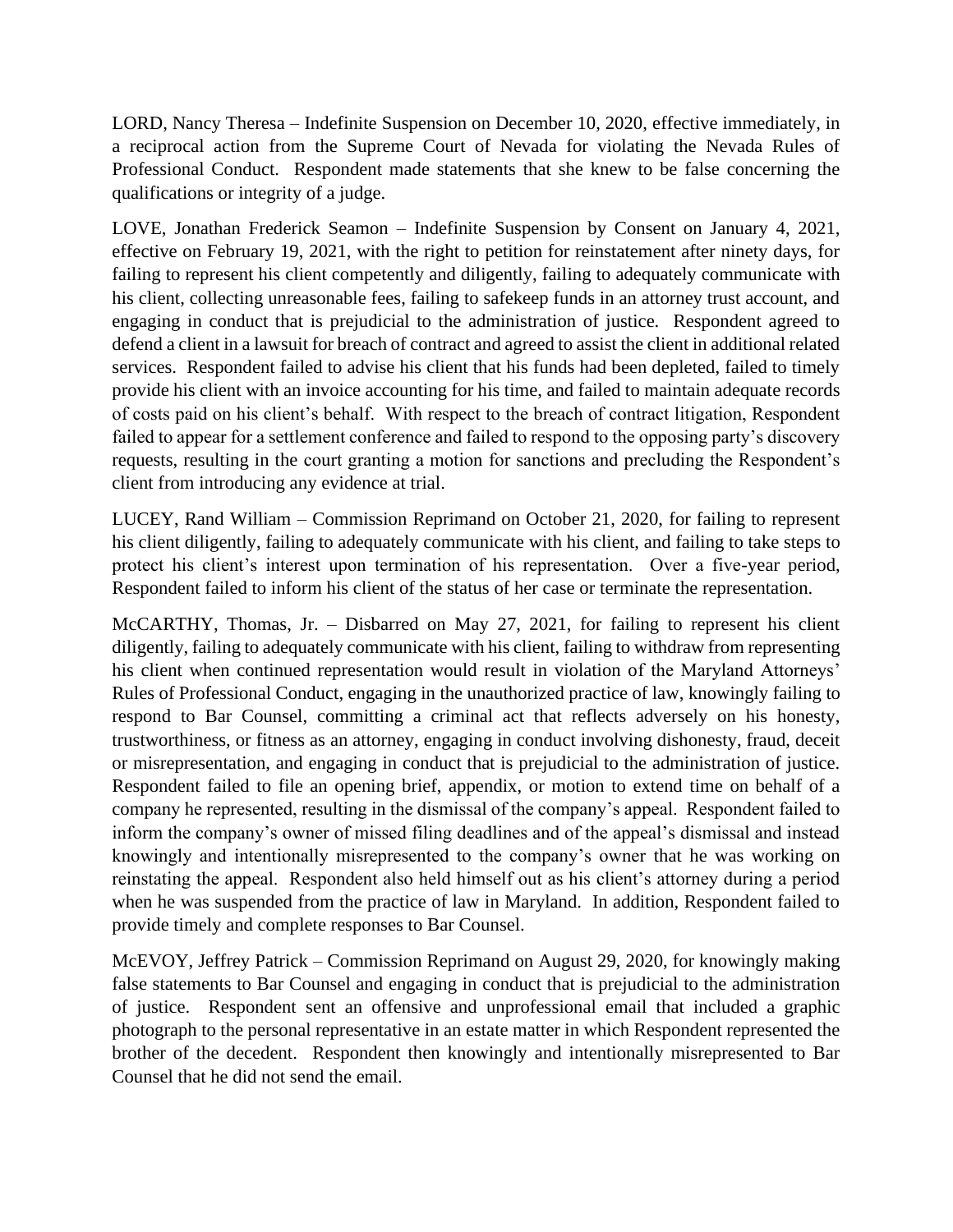LORD, Nancy Theresa – Indefinite Suspension on December 10, 2020, effective immediately, in a reciprocal action from the Supreme Court of Nevada for violating the Nevada Rules of Professional Conduct. Respondent made statements that she knew to be false concerning the qualifications or integrity of a judge.

LOVE, Jonathan Frederick Seamon – Indefinite Suspension by Consent on January 4, 2021, effective on February 19, 2021, with the right to petition for reinstatement after ninety days, for failing to represent his client competently and diligently, failing to adequately communicate with his client, collecting unreasonable fees, failing to safekeep funds in an attorney trust account, and engaging in conduct that is prejudicial to the administration of justice. Respondent agreed to defend a client in a lawsuit for breach of contract and agreed to assist the client in additional related services. Respondent failed to advise his client that his funds had been depleted, failed to timely provide his client with an invoice accounting for his time, and failed to maintain adequate records of costs paid on his client's behalf. With respect to the breach of contract litigation, Respondent failed to appear for a settlement conference and failed to respond to the opposing party's discovery requests, resulting in the court granting a motion for sanctions and precluding the Respondent's client from introducing any evidence at trial.

LUCEY, Rand William – Commission Reprimand on October 21, 2020, for failing to represent his client diligently, failing to adequately communicate with his client, and failing to take steps to protect his client's interest upon termination of his representation. Over a five-year period, Respondent failed to inform his client of the status of her case or terminate the representation.

McCARTHY, Thomas, Jr. – Disbarred on May 27, 2021, for failing to represent his client diligently, failing to adequately communicate with his client, failing to withdraw from representing his client when continued representation would result in violation of the Maryland Attorneys' Rules of Professional Conduct, engaging in the unauthorized practice of law, knowingly failing to respond to Bar Counsel, committing a criminal act that reflects adversely on his honesty, trustworthiness, or fitness as an attorney, engaging in conduct involving dishonesty, fraud, deceit or misrepresentation, and engaging in conduct that is prejudicial to the administration of justice. Respondent failed to file an opening brief, appendix, or motion to extend time on behalf of a company he represented, resulting in the dismissal of the company's appeal. Respondent failed to inform the company's owner of missed filing deadlines and of the appeal's dismissal and instead knowingly and intentionally misrepresented to the company's owner that he was working on reinstating the appeal. Respondent also held himself out as his client's attorney during a period when he was suspended from the practice of law in Maryland. In addition, Respondent failed to provide timely and complete responses to Bar Counsel.

McEVOY, Jeffrey Patrick – Commission Reprimand on August 29, 2020, for knowingly making false statements to Bar Counsel and engaging in conduct that is prejudicial to the administration of justice. Respondent sent an offensive and unprofessional email that included a graphic photograph to the personal representative in an estate matter in which Respondent represented the brother of the decedent. Respondent then knowingly and intentionally misrepresented to Bar Counsel that he did not send the email.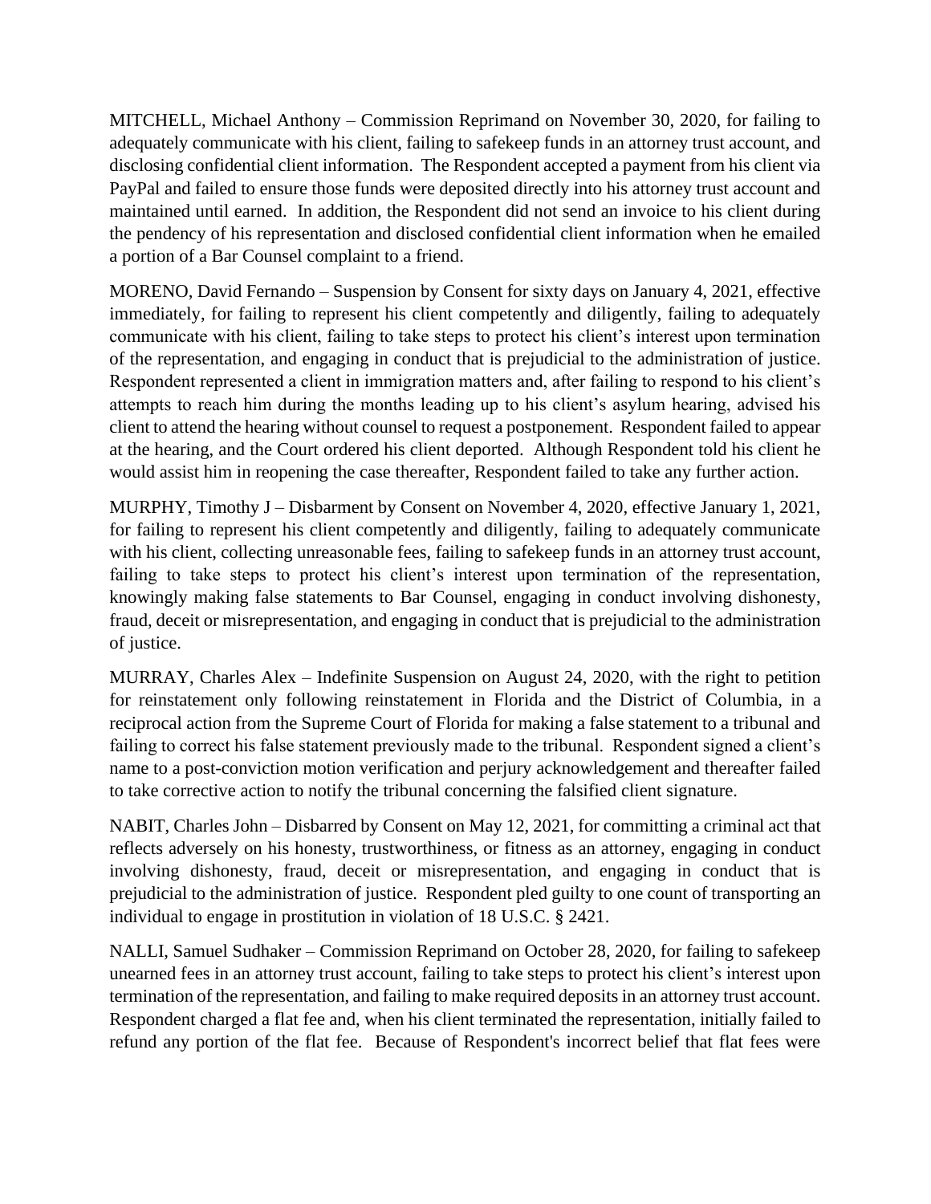MITCHELL, Michael Anthony – Commission Reprimand on November 30, 2020, for failing to adequately communicate with his client, failing to safekeep funds in an attorney trust account, and disclosing confidential client information. The Respondent accepted a payment from his client via PayPal and failed to ensure those funds were deposited directly into his attorney trust account and maintained until earned. In addition, the Respondent did not send an invoice to his client during the pendency of his representation and disclosed confidential client information when he emailed a portion of a Bar Counsel complaint to a friend.

MORENO, David Fernando – Suspension by Consent for sixty days on January 4, 2021, effective immediately, for failing to represent his client competently and diligently, failing to adequately communicate with his client, failing to take steps to protect his client's interest upon termination of the representation, and engaging in conduct that is prejudicial to the administration of justice. Respondent represented a client in immigration matters and, after failing to respond to his client's attempts to reach him during the months leading up to his client's asylum hearing, advised his client to attend the hearing without counsel to request a postponement. Respondent failed to appear at the hearing, and the Court ordered his client deported. Although Respondent told his client he would assist him in reopening the case thereafter, Respondent failed to take any further action.

MURPHY, Timothy J – Disbarment by Consent on November 4, 2020, effective January 1, 2021, for failing to represent his client competently and diligently, failing to adequately communicate with his client, collecting unreasonable fees, failing to safekeep funds in an attorney trust account, failing to take steps to protect his client's interest upon termination of the representation, knowingly making false statements to Bar Counsel, engaging in conduct involving dishonesty, fraud, deceit or misrepresentation, and engaging in conduct that is prejudicial to the administration of justice.

MURRAY, Charles Alex – Indefinite Suspension on August 24, 2020, with the right to petition for reinstatement only following reinstatement in Florida and the District of Columbia, in a reciprocal action from the Supreme Court of Florida for making a false statement to a tribunal and failing to correct his false statement previously made to the tribunal. Respondent signed a client's name to a post-conviction motion verification and perjury acknowledgement and thereafter failed to take corrective action to notify the tribunal concerning the falsified client signature.

NABIT, Charles John – Disbarred by Consent on May 12, 2021, for committing a criminal act that reflects adversely on his honesty, trustworthiness, or fitness as an attorney, engaging in conduct involving dishonesty, fraud, deceit or misrepresentation, and engaging in conduct that is prejudicial to the administration of justice. Respondent pled guilty to one count of transporting an individual to engage in prostitution in violation of 18 U.S.C. § 2421.

NALLI, Samuel Sudhaker – Commission Reprimand on October 28, 2020, for failing to safekeep unearned fees in an attorney trust account, failing to take steps to protect his client's interest upon termination of the representation, and failing to make required deposits in an attorney trust account. Respondent charged a flat fee and, when his client terminated the representation, initially failed to refund any portion of the flat fee. Because of Respondent's incorrect belief that flat fees were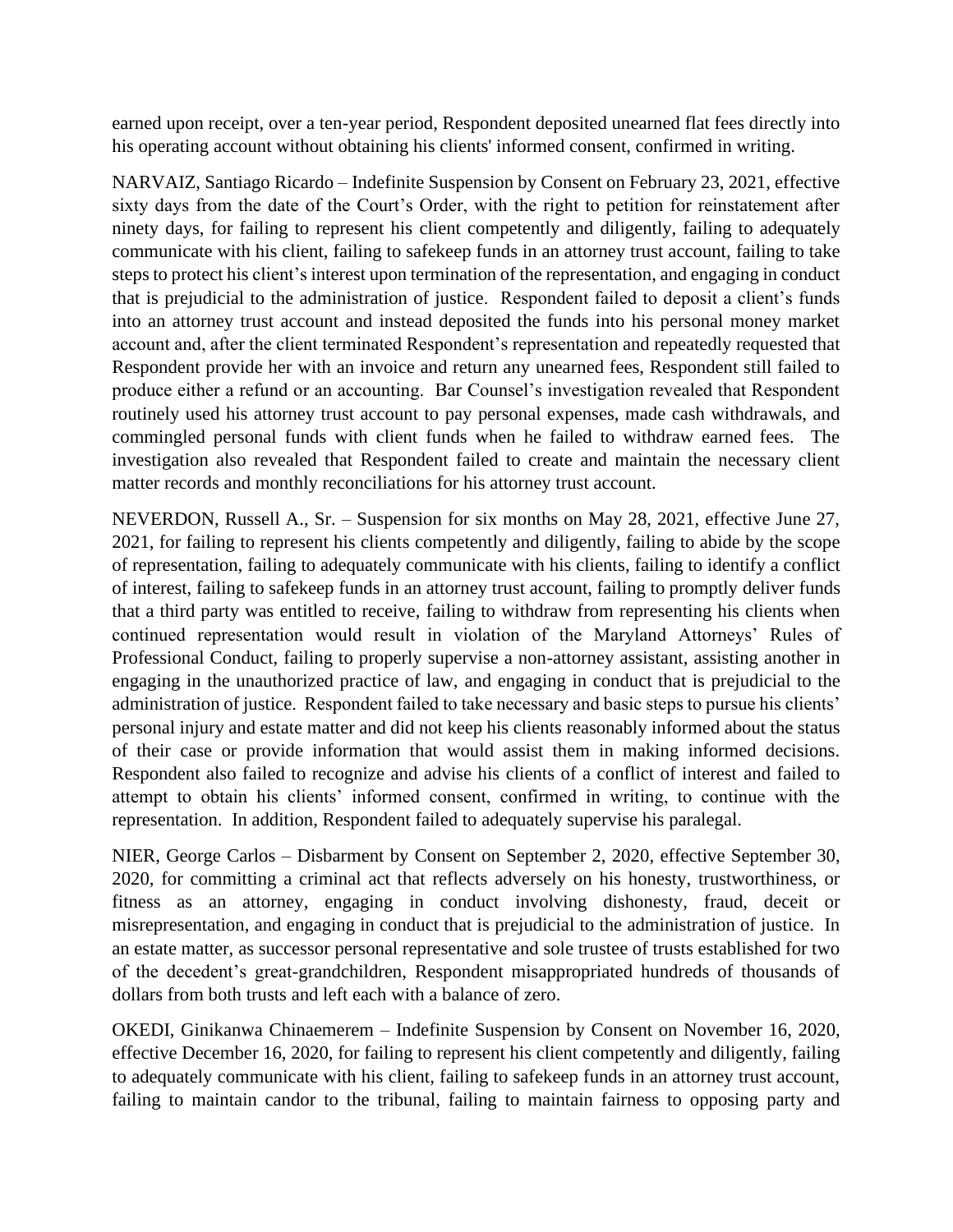earned upon receipt, over a ten-year period, Respondent deposited unearned flat fees directly into his operating account without obtaining his clients' informed consent, confirmed in writing.

NARVAIZ, Santiago Ricardo – Indefinite Suspension by Consent on February 23, 2021, effective sixty days from the date of the Court's Order, with the right to petition for reinstatement after ninety days, for failing to represent his client competently and diligently, failing to adequately communicate with his client, failing to safekeep funds in an attorney trust account, failing to take steps to protect his client's interest upon termination of the representation, and engaging in conduct that is prejudicial to the administration of justice. Respondent failed to deposit a client's funds into an attorney trust account and instead deposited the funds into his personal money market account and, after the client terminated Respondent's representation and repeatedly requested that Respondent provide her with an invoice and return any unearned fees, Respondent still failed to produce either a refund or an accounting. Bar Counsel's investigation revealed that Respondent routinely used his attorney trust account to pay personal expenses, made cash withdrawals, and commingled personal funds with client funds when he failed to withdraw earned fees. The investigation also revealed that Respondent failed to create and maintain the necessary client matter records and monthly reconciliations for his attorney trust account.

NEVERDON, Russell A., Sr. – Suspension for six months on May 28, 2021, effective June 27, 2021, for failing to represent his clients competently and diligently, failing to abide by the scope of representation, failing to adequately communicate with his clients, failing to identify a conflict of interest, failing to safekeep funds in an attorney trust account, failing to promptly deliver funds that a third party was entitled to receive, failing to withdraw from representing his clients when continued representation would result in violation of the Maryland Attorneys' Rules of Professional Conduct, failing to properly supervise a non-attorney assistant, assisting another in engaging in the unauthorized practice of law, and engaging in conduct that is prejudicial to the administration of justice. Respondent failed to take necessary and basic steps to pursue his clients' personal injury and estate matter and did not keep his clients reasonably informed about the status of their case or provide information that would assist them in making informed decisions. Respondent also failed to recognize and advise his clients of a conflict of interest and failed to attempt to obtain his clients' informed consent, confirmed in writing, to continue with the representation. In addition, Respondent failed to adequately supervise his paralegal.

NIER, George Carlos – Disbarment by Consent on September 2, 2020, effective September 30, 2020, for committing a criminal act that reflects adversely on his honesty, trustworthiness, or fitness as an attorney, engaging in conduct involving dishonesty, fraud, deceit or misrepresentation, and engaging in conduct that is prejudicial to the administration of justice. In an estate matter, as successor personal representative and sole trustee of trusts established for two of the decedent's great-grandchildren, Respondent misappropriated hundreds of thousands of dollars from both trusts and left each with a balance of zero.

OKEDI, Ginikanwa Chinaemerem – Indefinite Suspension by Consent on November 16, 2020, effective December 16, 2020, for failing to represent his client competently and diligently, failing to adequately communicate with his client, failing to safekeep funds in an attorney trust account, failing to maintain candor to the tribunal, failing to maintain fairness to opposing party and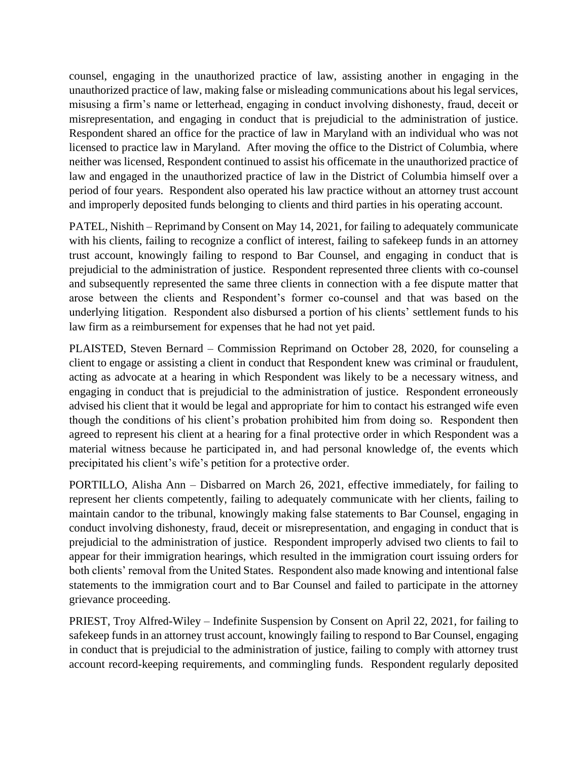counsel, engaging in the unauthorized practice of law, assisting another in engaging in the unauthorized practice of law, making false or misleading communications about his legal services, misusing a firm's name or letterhead, engaging in conduct involving dishonesty, fraud, deceit or misrepresentation, and engaging in conduct that is prejudicial to the administration of justice. Respondent shared an office for the practice of law in Maryland with an individual who was not licensed to practice law in Maryland. After moving the office to the District of Columbia, where neither was licensed, Respondent continued to assist his officemate in the unauthorized practice of law and engaged in the unauthorized practice of law in the District of Columbia himself over a period of four years. Respondent also operated his law practice without an attorney trust account and improperly deposited funds belonging to clients and third parties in his operating account.

PATEL, Nishith – Reprimand by Consent on May 14, 2021, for failing to adequately communicate with his clients, failing to recognize a conflict of interest, failing to safekeep funds in an attorney trust account, knowingly failing to respond to Bar Counsel, and engaging in conduct that is prejudicial to the administration of justice. Respondent represented three clients with co-counsel and subsequently represented the same three clients in connection with a fee dispute matter that arose between the clients and Respondent's former co-counsel and that was based on the underlying litigation. Respondent also disbursed a portion of his clients' settlement funds to his law firm as a reimbursement for expenses that he had not yet paid.

PLAISTED, Steven Bernard – Commission Reprimand on October 28, 2020, for counseling a client to engage or assisting a client in conduct that Respondent knew was criminal or fraudulent, acting as advocate at a hearing in which Respondent was likely to be a necessary witness, and engaging in conduct that is prejudicial to the administration of justice. Respondent erroneously advised his client that it would be legal and appropriate for him to contact his estranged wife even though the conditions of his client's probation prohibited him from doing so. Respondent then agreed to represent his client at a hearing for a final protective order in which Respondent was a material witness because he participated in, and had personal knowledge of, the events which precipitated his client's wife's petition for a protective order.

PORTILLO, Alisha Ann – Disbarred on March 26, 2021, effective immediately, for failing to represent her clients competently, failing to adequately communicate with her clients, failing to maintain candor to the tribunal, knowingly making false statements to Bar Counsel, engaging in conduct involving dishonesty, fraud, deceit or misrepresentation, and engaging in conduct that is prejudicial to the administration of justice. Respondent improperly advised two clients to fail to appear for their immigration hearings, which resulted in the immigration court issuing orders for both clients' removal from the United States. Respondent also made knowing and intentional false statements to the immigration court and to Bar Counsel and failed to participate in the attorney grievance proceeding.

PRIEST, Troy Alfred-Wiley – Indefinite Suspension by Consent on April 22, 2021, for failing to safekeep funds in an attorney trust account, knowingly failing to respond to Bar Counsel, engaging in conduct that is prejudicial to the administration of justice, failing to comply with attorney trust account record-keeping requirements, and commingling funds. Respondent regularly deposited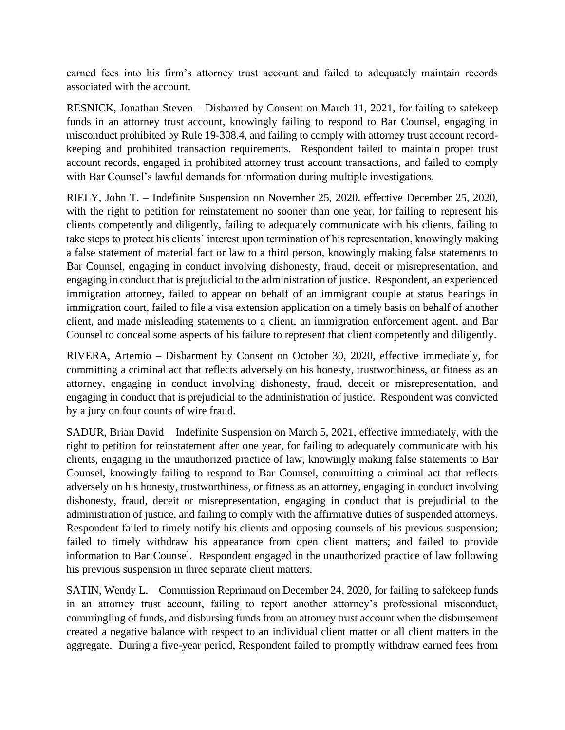earned fees into his firm's attorney trust account and failed to adequately maintain records associated with the account.

RESNICK, Jonathan Steven – Disbarred by Consent on March 11, 2021, for failing to safekeep funds in an attorney trust account, knowingly failing to respond to Bar Counsel, engaging in misconduct prohibited by Rule 19-308.4, and failing to comply with attorney trust account record-keeping and prohibited transaction requirements. Respondent failed to maintain proper trust account records, engaged in prohibited attorney trust account transactions, and failed to comply with Bar Counsel's lawful demands for information during multiple investigations.

RIELY, John T. – Indefinite Suspension on November 25, 2020, effective December 25, 2020, with the right to petition for reinstatement no sooner than one year, for failing to represent his clients competently and diligently, failing to adequately communicate with his clients, failing to take steps to protect his clients' interest upon termination of his representation, knowingly making a false statement of material fact or law to a third person, knowingly making false statements to Bar Counsel, engaging in conduct involving dishonesty, fraud, deceit or misrepresentation, and engaging in conduct that is prejudicial to the administration of justice. Respondent, an experienced immigration attorney, failed to appear on behalf of an immigrant couple at status hearings in immigration court, failed to file a visa extension application on a timely basis on behalf of another client, and made misleading statements to a client, an immigration enforcement agent, and Bar Counsel to conceal some aspects of his failure to represent that client competently and diligently.

RIVERA, Artemio – Disbarment by Consent on October 30, 2020, effective immediately, for committing a criminal act that reflects adversely on his honesty, trustworthiness, or fitness as an attorney, engaging in conduct involving dishonesty, fraud, deceit or misrepresentation, and engaging in conduct that is prejudicial to the administration of justice. Respondent was convicted by a jury on four counts of wire fraud.

SADUR, Brian David – Indefinite Suspension on March 5, 2021, effective immediately, with the right to petition for reinstatement after one year, for failing to adequately communicate with his clients, engaging in the unauthorized practice of law, knowingly making false statements to Bar Counsel, knowingly failing to respond to Bar Counsel, committing a criminal act that reflects adversely on his honesty, trustworthiness, or fitness as an attorney, engaging in conduct involving dishonesty, fraud, deceit or misrepresentation, engaging in conduct that is prejudicial to the administration of justice, and failing to comply with the affirmative duties of suspended attorneys. Respondent failed to timely notify his clients and opposing counsels of his previous suspension; failed to timely withdraw his appearance from open client matters; and failed to provide information to Bar Counsel. Respondent engaged in the unauthorized practice of law following his previous suspension in three separate client matters.

SATIN, Wendy L. – Commission Reprimand on December 24, 2020, for failing to safekeep funds in an attorney trust account, failing to report another attorney's professional misconduct, commingling of funds, and disbursing funds from an attorney trust account when the disbursement created a negative balance with respect to an individual client matter or all client matters in the aggregate. During a five-year period, Respondent failed to promptly withdraw earned fees from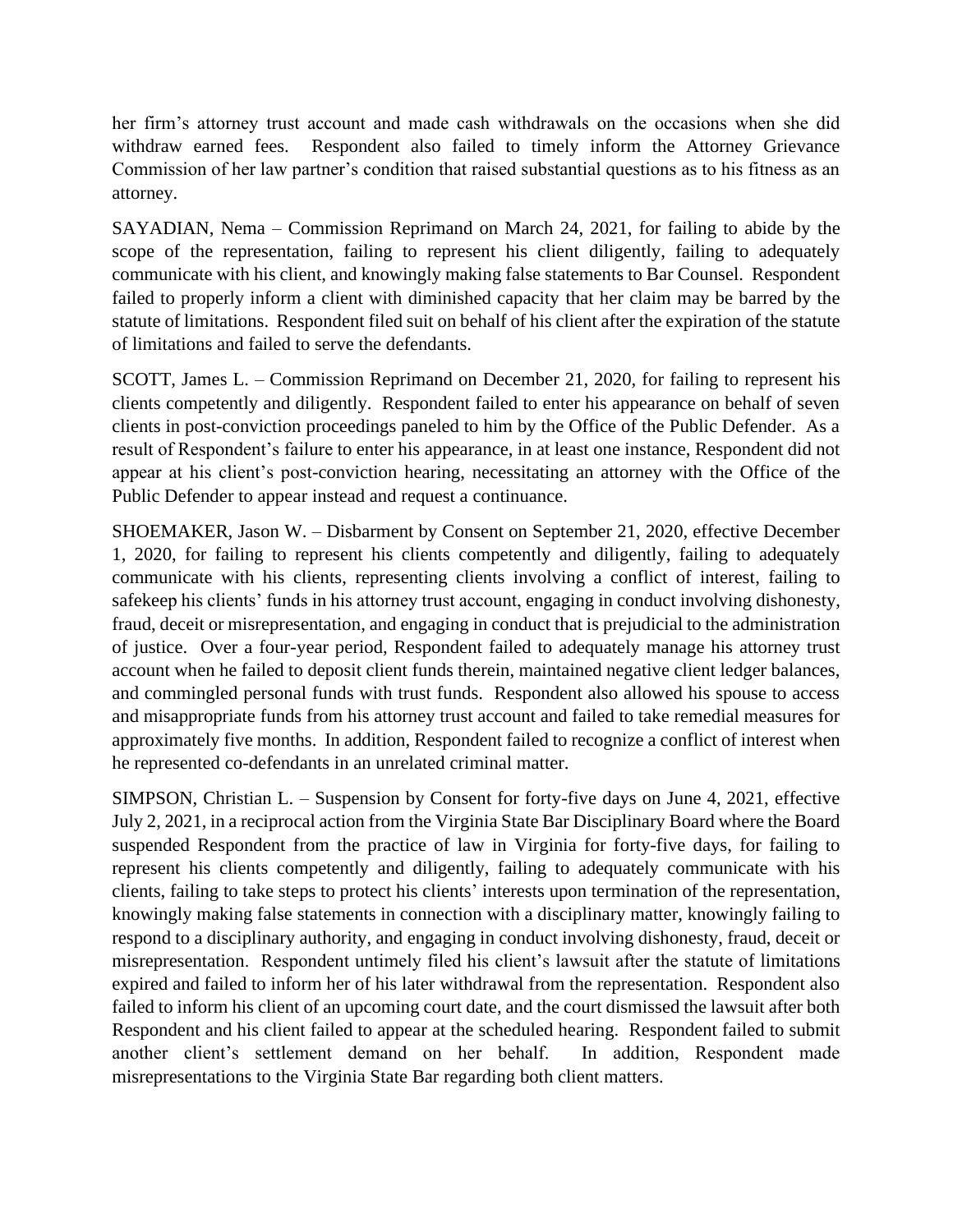her firm's attorney trust account and made cash withdrawals on the occasions when she did withdraw earned fees. Respondent also failed to timely inform the Attorney Grievance Commission of her law partner's condition that raised substantial questions as to his fitness as an attorney.

SAYADIAN, Nema – Commission Reprimand on March 24, 2021, for failing to abide by the scope of the representation, failing to represent his client diligently, failing to adequately communicate with his client, and knowingly making false statements to Bar Counsel. Respondent failed to properly inform a client with diminished capacity that her claim may be barred by the statute of limitations. Respondent filed suit on behalf of his client after the expiration of the statute of limitations and failed to serve the defendants.

SCOTT, James L. – Commission Reprimand on December 21, 2020, for failing to represent his clients competently and diligently. Respondent failed to enter his appearance on behalf of seven clients in post-conviction proceedings paneled to him by the Office of the Public Defender. As a result of Respondent's failure to enter his appearance, in at least one instance, Respondent did not appear at his client's post-conviction hearing, necessitating an attorney with the Office of the Public Defender to appear instead and request a continuance.

SHOEMAKER, Jason W. – Disbarment by Consent on September 21, 2020, effective December 1, 2020, for failing to represent his clients competently and diligently, failing to adequately communicate with his clients, representing clients involving a conflict of interest, failing to safekeep his clients' funds in his attorney trust account, engaging in conduct involving dishonesty, fraud, deceit or misrepresentation, and engaging in conduct that is prejudicial to the administration of justice. Over a four-year period, Respondent failed to adequately manage his attorney trust account when he failed to deposit client funds therein, maintained negative client ledger balances, and commingled personal funds with trust funds. Respondent also allowed his spouse to access and misappropriate funds from his attorney trust account and failed to take remedial measures for approximately five months. In addition, Respondent failed to recognize a conflict of interest when he represented co-defendants in an unrelated criminal matter.

SIMPSON, Christian L. – Suspension by Consent for forty-five days on June 4, 2021, effective July 2, 2021, in a reciprocal action from the Virginia State Bar Disciplinary Board where the Board suspended Respondent from the practice of law in Virginia for forty-five days, for failing to represent his clients competently and diligently, failing to adequately communicate with his clients, failing to take steps to protect his clients' interests upon termination of the representation, knowingly making false statements in connection with a disciplinary matter, knowingly failing to respond to a disciplinary authority, and engaging in conduct involving dishonesty, fraud, deceit or misrepresentation. Respondent untimely filed his client's lawsuit after the statute of limitations expired and failed to inform her of his later withdrawal from the representation. Respondent also failed to inform his client of an upcoming court date, and the court dismissed the lawsuit after both Respondent and his client failed to appear at the scheduled hearing. Respondent failed to submit another client's settlement demand on her behalf. In addition, Respondent made misrepresentations to the Virginia State Bar regarding both client matters.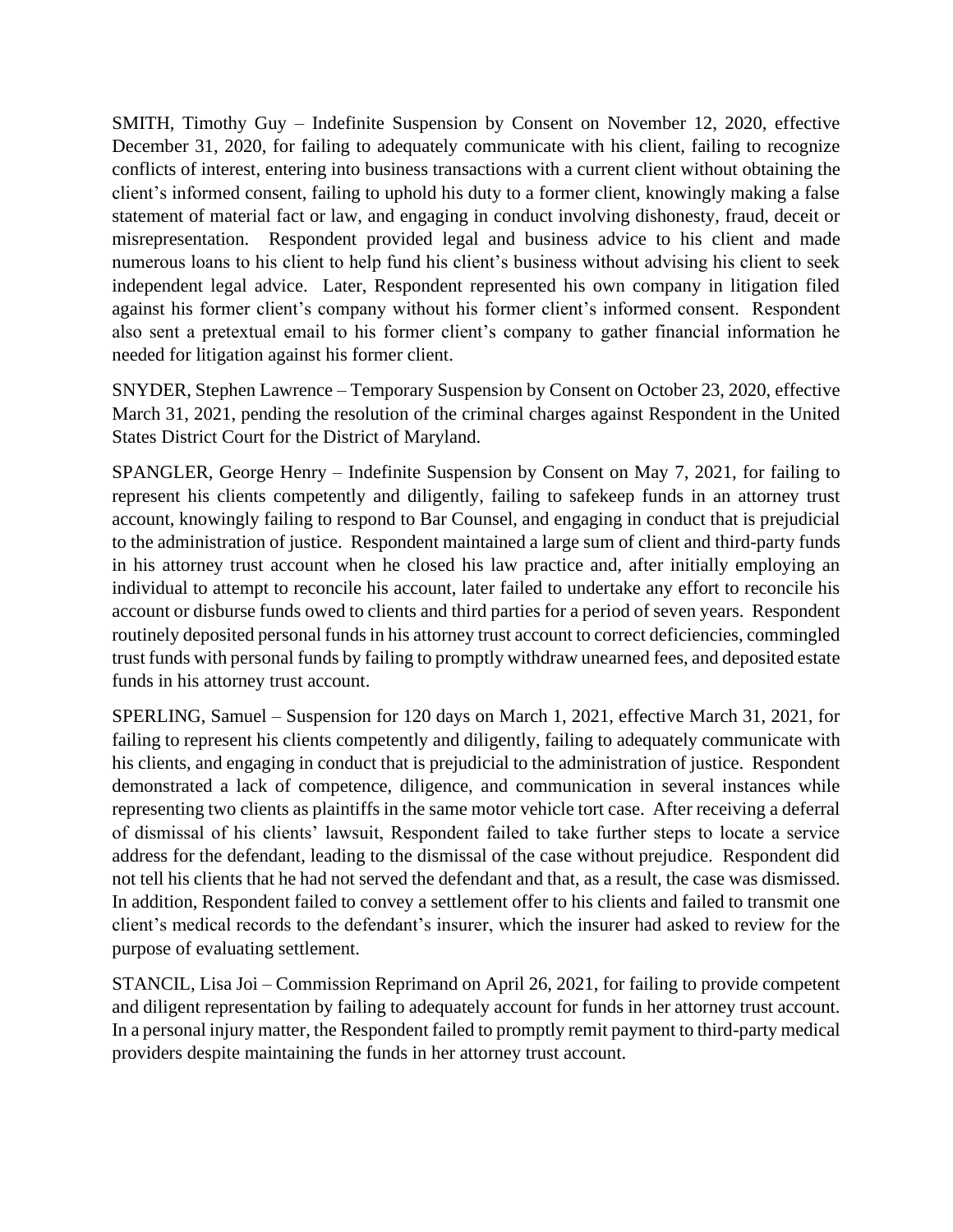SMITH, Timothy Guy – Indefinite Suspension by Consent on November 12, 2020, effective December 31, 2020, for failing to adequately communicate with his client, failing to recognize conflicts of interest, entering into business transactions with a current client without obtaining the client's informed consent, failing to uphold his duty to a former client, knowingly making a false statement of material fact or law, and engaging in conduct involving dishonesty, fraud, deceit or misrepresentation. Respondent provided legal and business advice to his client and made numerous loans to his client to help fund his client's business without advising his client to seek independent legal advice. Later, Respondent represented his own company in litigation filed against his former client's company without his former client's informed consent. Respondent also sent a pretextual email to his former client's company to gather financial information he needed for litigation against his former client.

SNYDER, Stephen Lawrence – Temporary Suspension by Consent on October 23, 2020, effective March 31, 2021, pending the resolution of the criminal charges against Respondent in the United States District Court for the District of Maryland.

SPANGLER, George Henry – Indefinite Suspension by Consent on May 7, 2021, for failing to represent his clients competently and diligently, failing to safekeep funds in an attorney trust account, knowingly failing to respond to Bar Counsel, and engaging in conduct that is prejudicial to the administration of justice. Respondent maintained a large sum of client and third-party funds in his attorney trust account when he closed his law practice and, after initially employing an individual to attempt to reconcile his account, later failed to undertake any effort to reconcile his account or disburse funds owed to clients and third parties for a period of seven years. Respondent routinely deposited personal funds in his attorney trust account to correct deficiencies, commingled trust funds with personal funds by failing to promptly withdraw unearned fees, and deposited estate funds in his attorney trust account.

SPERLING, Samuel – Suspension for 120 days on March 1, 2021, effective March 31, 2021, for failing to represent his clients competently and diligently, failing to adequately communicate with his clients, and engaging in conduct that is prejudicial to the administration of justice. Respondent demonstrated a lack of competence, diligence, and communication in several instances while representing two clients as plaintiffs in the same motor vehicle tort case. After receiving a deferral of dismissal of his clients' lawsuit, Respondent failed to take further steps to locate a service address for the defendant, leading to the dismissal of the case without prejudice. Respondent did not tell his clients that he had not served the defendant and that, as a result, the case was dismissed. In addition, Respondent failed to convey a settlement offer to his clients and failed to transmit one client's medical records to the defendant's insurer, which the insurer had asked to review for the purpose of evaluating settlement.

STANCIL, Lisa Joi – Commission Reprimand on April 26, 2021, for failing to provide competent and diligent representation by failing to adequately account for funds in her attorney trust account. In a personal injury matter, the Respondent failed to promptly remit payment to third-party medical providers despite maintaining the funds in her attorney trust account.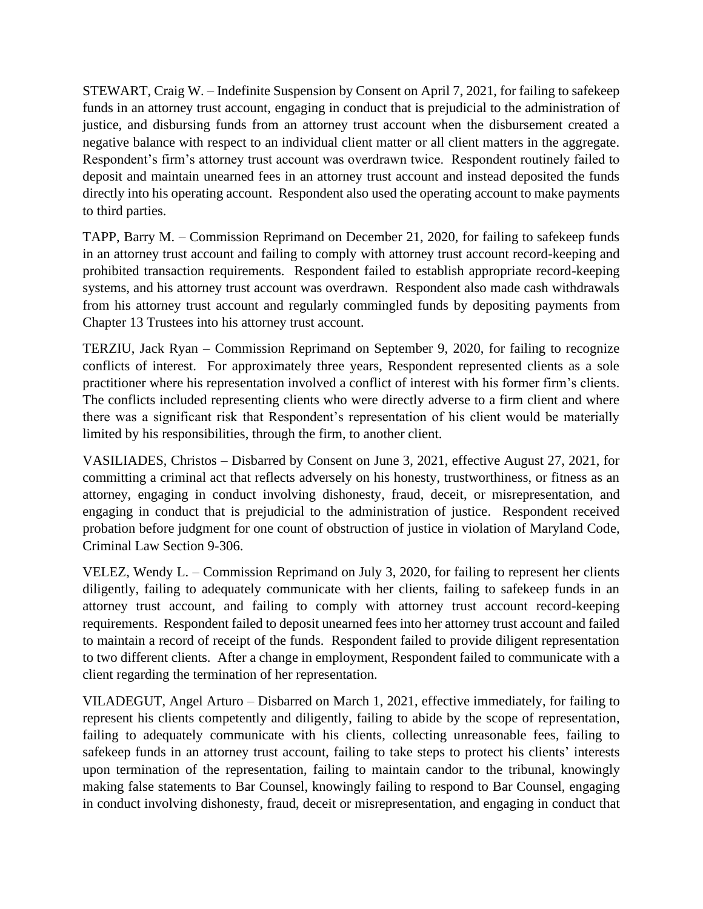STEWART, Craig W. – Indefinite Suspension by Consent on April 7, 2021, for failing to safekeep funds in an attorney trust account, engaging in conduct that is prejudicial to the administration of justice, and disbursing funds from an attorney trust account when the disbursement created a negative balance with respect to an individual client matter or all client matters in the aggregate. Respondent's firm's attorney trust account was overdrawn twice. Respondent routinely failed to deposit and maintain unearned fees in an attorney trust account and instead deposited the funds directly into his operating account. Respondent also used the operating account to make payments to third parties.

TAPP, Barry M. – Commission Reprimand on December 21, 2020, for failing to safekeep funds in an attorney trust account and failing to comply with attorney trust account record-keeping and prohibited transaction requirements. Respondent failed to establish appropriate record-keeping systems, and his attorney trust account was overdrawn. Respondent also made cash withdrawals from his attorney trust account and regularly commingled funds by depositing payments from Chapter 13 Trustees into his attorney trust account.

TERZIU, Jack Ryan – Commission Reprimand on September 9, 2020, for failing to recognize conflicts of interest. For approximately three years, Respondent represented clients as a sole practitioner where his representation involved a conflict of interest with his former firm's clients. The conflicts included representing clients who were directly adverse to a firm client and where there was a significant risk that Respondent's representation of his client would be materially limited by his responsibilities, through the firm, to another client.

VASILIADES, Christos – Disbarred by Consent on June 3, 2021, effective August 27, 2021, for committing a criminal act that reflects adversely on his honesty, trustworthiness, or fitness as an attorney, engaging in conduct involving dishonesty, fraud, deceit, or misrepresentation, and engaging in conduct that is prejudicial to the administration of justice. Respondent received probation before judgment for one count of obstruction of justice in violation of Maryland Code, Criminal Law Section 9-306.

VELEZ, Wendy L. – Commission Reprimand on July 3, 2020, for failing to represent her clients diligently, failing to adequately communicate with her clients, failing to safekeep funds in an attorney trust account, and failing to comply with attorney trust account record-keeping requirements. Respondent failed to deposit unearned fees into her attorney trust account and failed to maintain a record of receipt of the funds. Respondent failed to provide diligent representation to two different clients. After a change in employment, Respondent failed to communicate with a client regarding the termination of her representation.

VILADEGUT, Angel Arturo – Disbarred on March 1, 2021, effective immediately, for failing to represent his clients competently and diligently, failing to abide by the scope of representation, failing to adequately communicate with his clients, collecting unreasonable fees, failing to safekeep funds in an attorney trust account, failing to take steps to protect his clients' interests upon termination of the representation, failing to maintain candor to the tribunal, knowingly making false statements to Bar Counsel, knowingly failing to respond to Bar Counsel, engaging in conduct involving dishonesty, fraud, deceit or misrepresentation, and engaging in conduct that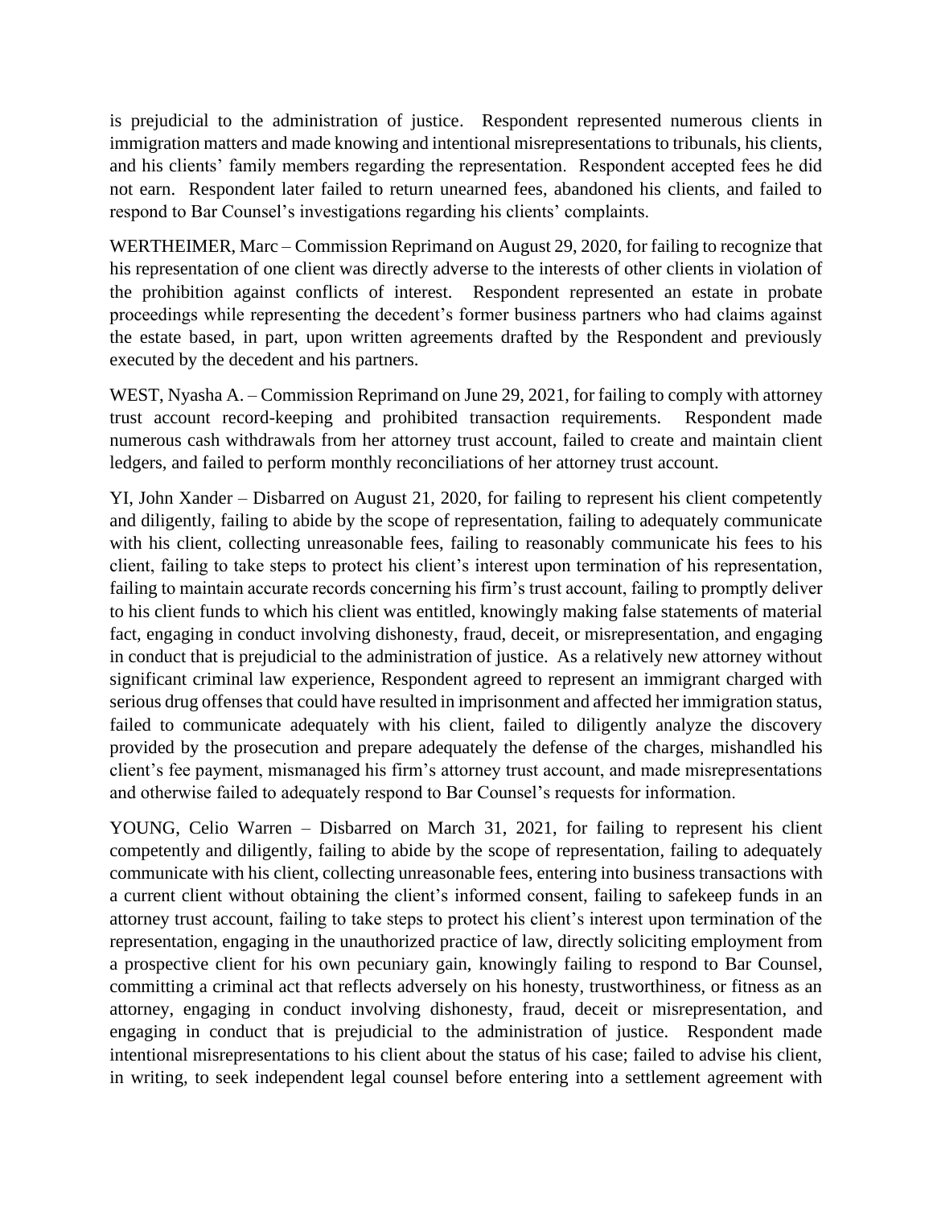is prejudicial to the administration of justice. Respondent represented numerous clients in immigration matters and made knowing and intentional misrepresentations to tribunals, his clients, and his clients' family members regarding the representation. Respondent accepted fees he did not earn. Respondent later failed to return unearned fees, abandoned his clients, and failed to respond to Bar Counsel's investigations regarding his clients' complaints.

WERTHEIMER, Marc – Commission Reprimand on August 29, 2020, for failing to recognize that his representation of one client was directly adverse to the interests of other clients in violation of the prohibition against conflicts of interest. Respondent represented an estate in probate proceedings while representing the decedent's former business partners who had claims against the estate based, in part, upon written agreements drafted by the Respondent and previously executed by the decedent and his partners.

WEST, Nyasha A. – Commission Reprimand on June 29, 2021, for failing to comply with attorney trust account record-keeping and prohibited transaction requirements. Respondent made numerous cash withdrawals from her attorney trust account, failed to create and maintain client ledgers, and failed to perform monthly reconciliations of her attorney trust account.

YI, John Xander – Disbarred on August 21, 2020, for failing to represent his client competently and diligently, failing to abide by the scope of representation, failing to adequately communicate with his client, collecting unreasonable fees, failing to reasonably communicate his fees to his client, failing to take steps to protect his client's interest upon termination of his representation, failing to maintain accurate records concerning his firm's trust account, failing to promptly deliver to his client funds to which his client was entitled, knowingly making false statements of material fact, engaging in conduct involving dishonesty, fraud, deceit, or misrepresentation, and engaging in conduct that is prejudicial to the administration of justice. As a relatively new attorney without significant criminal law experience, Respondent agreed to represent an immigrant charged with serious drug offenses that could have resulted in imprisonment and affected her immigration status, failed to communicate adequately with his client, failed to diligently analyze the discovery provided by the prosecution and prepare adequately the defense of the charges, mishandled his client's fee payment, mismanaged his firm's attorney trust account, and made misrepresentations and otherwise failed to adequately respond to Bar Counsel's requests for information.

YOUNG, Celio Warren – Disbarred on March 31, 2021, for failing to represent his client competently and diligently, failing to abide by the scope of representation, failing to adequately communicate with his client, collecting unreasonable fees, entering into business transactions with a current client without obtaining the client's informed consent, failing to safekeep funds in an attorney trust account, failing to take steps to protect his client's interest upon termination of the representation, engaging in the unauthorized practice of law, directly soliciting employment from a prospective client for his own pecuniary gain, knowingly failing to respond to Bar Counsel, committing a criminal act that reflects adversely on his honesty, trustworthiness, or fitness as an attorney, engaging in conduct involving dishonesty, fraud, deceit or misrepresentation, and engaging in conduct that is prejudicial to the administration of justice. Respondent made intentional misrepresentations to his client about the status of his case; failed to advise his client, in writing, to seek independent legal counsel before entering into a settlement agreement with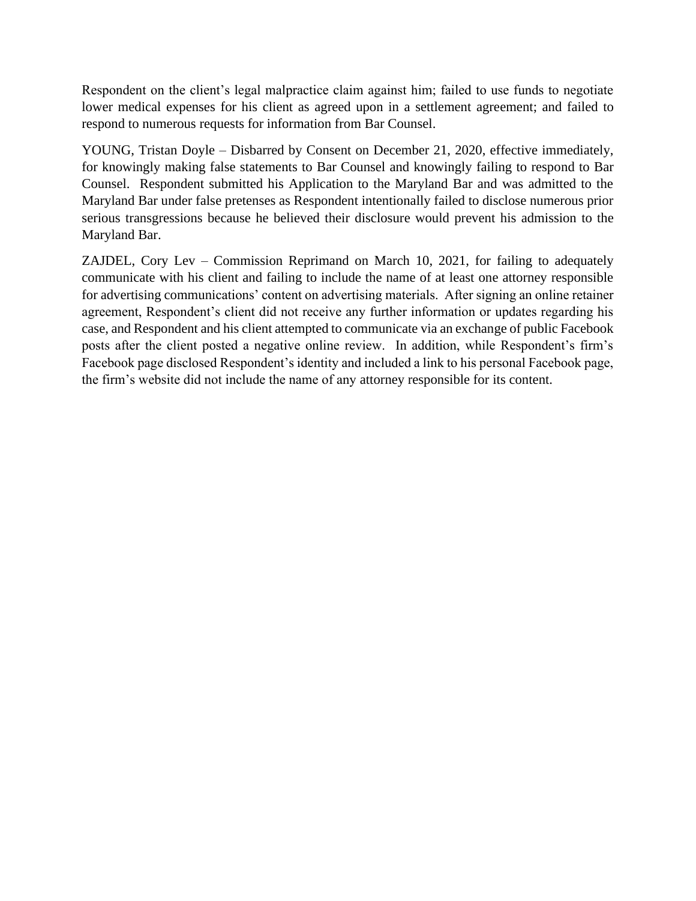Respondent on the client's legal malpractice claim against him; failed to use funds to negotiate lower medical expenses for his client as agreed upon in a settlement agreement; and failed to respond to numerous requests for information from Bar Counsel.

YOUNG, Tristan Doyle – Disbarred by Consent on December 21, 2020, effective immediately, for knowingly making false statements to Bar Counsel and knowingly failing to respond to Bar Counsel. Respondent submitted his Application to the Maryland Bar and was admitted to the Maryland Bar under false pretenses as Respondent intentionally failed to disclose numerous prior serious transgressions because he believed their disclosure would prevent his admission to the Maryland Bar.

ZAJDEL, Cory Lev – Commission Reprimand on March 10, 2021, for failing to adequately communicate with his client and failing to include the name of at least one attorney responsible for advertising communications' content on advertising materials. After signing an online retainer agreement, Respondent's client did not receive any further information or updates regarding his case, and Respondent and his client attempted to communicate via an exchange of public Facebook posts after the client posted a negative online review. In addition, while Respondent's firm's Facebook page disclosed Respondent's identity and included a link to his personal Facebook page, the firm's website did not include the name of any attorney responsible for its content.